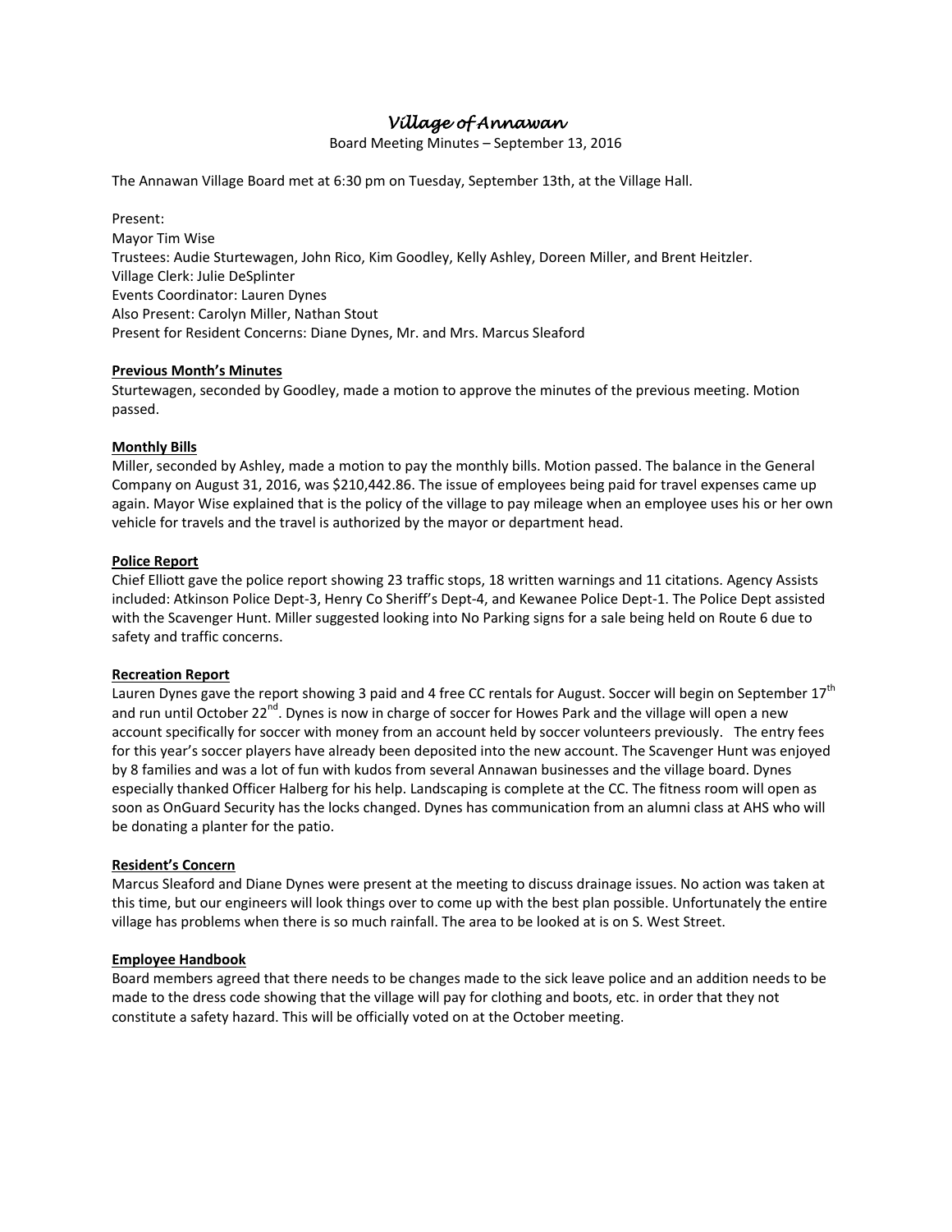# *Village of Annawan*

Board Meeting Minutes – September 13, 2016

The Annawan Village Board met at 6:30 pm on Tuesday, September 13th, at the Village Hall.

Present:
Mayor Tim Wise
Trustees: Audie Sturtewagen, John Rico, Kim Goodley, Kelly Ashley, Doreen Miller, and Brent Heitzler.
Village Clerk: Julie DeSplinter
Events Coordinator: Lauren Dynes
Also Present: Carolyn Miller, Nathan Stout
Present for Resident Concerns: Diane Dynes, Mr. and Mrs. Marcus Sleaford

**Previous Month's Minutes**

Sturtewagen, seconded by Goodley, made a motion to approve the minutes of the previous meeting. Motion passed.

**Monthly Bills**

Miller, seconded by Ashley, made a motion to pay the monthly bills. Motion passed. The balance in the General Company on August 31, 2016, was $210,442.86. The issue of employees being paid for travel expenses came up again. Mayor Wise explained that is the policy of the village to pay mileage when an employee uses his or her own vehicle for travels and the travel is authorized by the mayor or department head.

**Police Report**

Chief Elliott gave the police report showing 23 traffic stops, 18 written warnings and 11 citations. Agency Assists included: Atkinson Police Dept-3, Henry Co Sheriff's Dept-4, and Kewanee Police Dept-1. The Police Dept assisted with the Scavenger Hunt. Miller suggested looking into No Parking signs for a sale being held on Route 6 due to safety and traffic concerns.

**Recreation Report**

Lauren Dynes gave the report showing 3 paid and 4 free CC rentals for August. Soccer will begin on September 17th and run until October 22nd. Dynes is now in charge of soccer for Howes Park and the village will open a new account specifically for soccer with money from an account held by soccer volunteers previously. The entry fees for this year's soccer players have already been deposited into the new account. The Scavenger Hunt was enjoyed by 8 families and was a lot of fun with kudos from several Annawan businesses and the village board. Dynes especially thanked Officer Halberg for his help. Landscaping is complete at the CC. The fitness room will open as soon as OnGuard Security has the locks changed. Dynes has communication from an alumni class at AHS who will be donating a planter for the patio.

**Resident's Concern**

Marcus Sleaford and Diane Dynes were present at the meeting to discuss drainage issues. No action was taken at this time, but our engineers will look things over to come up with the best plan possible. Unfortunately the entire village has problems when there is so much rainfall. The area to be looked at is on S. West Street.

**Employee Handbook**

Board members agreed that there needs to be changes made to the sick leave police and an addition needs to be made to the dress code showing that the village will pay for clothing and boots, etc. in order that they not constitute a safety hazard. This will be officially voted on at the October meeting.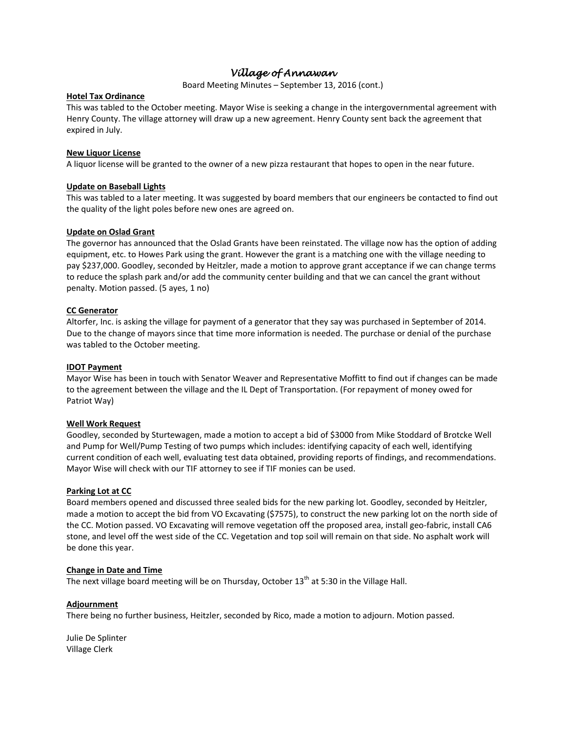# *Village of Annawan*

Board Meeting Minutes – September 13, 2016 (cont.)

**Hotel Tax Ordinance**

This was tabled to the October meeting. Mayor Wise is seeking a change in the intergovernmental agreement with Henry County. The village attorney will draw up a new agreement. Henry County sent back the agreement that expired in July.

**New Liquor License**

A liquor license will be granted to the owner of a new pizza restaurant that hopes to open in the near future.

**Update on Baseball Lights**

This was tabled to a later meeting. It was suggested by board members that our engineers be contacted to find out the quality of the light poles before new ones are agreed on.

**Update on Oslad Grant**

The governor has announced that the Oslad Grants have been reinstated. The village now has the option of adding equipment, etc. to Howes Park using the grant. However the grant is a matching one with the village needing to pay $237,000. Goodley, seconded by Heitzler, made a motion to approve grant acceptance if we can change terms to reduce the splash park and/or add the community center building and that we can cancel the grant without penalty. Motion passed. (5 ayes, 1 no)

**CC Generator**

Altorfer, Inc. is asking the village for payment of a generator that they say was purchased in September of 2014. Due to the change of mayors since that time more information is needed. The purchase or denial of the purchase was tabled to the October meeting.

**IDOT Payment**

Mayor Wise has been in touch with Senator Weaver and Representative Moffitt to find out if changes can be made to the agreement between the village and the IL Dept of Transportation. (For repayment of money owed for Patriot Way)

**Well Work Request**

Goodley, seconded by Sturtewagen, made a motion to accept a bid of $3000 from Mike Stoddard of Brotcke Well and Pump for Well/Pump Testing of two pumps which includes: identifying capacity of each well, identifying current condition of each well, evaluating test data obtained, providing reports of findings, and recommendations. Mayor Wise will check with our TIF attorney to see if TIF monies can be used.

**Parking Lot at CC**

Board members opened and discussed three sealed bids for the new parking lot. Goodley, seconded by Heitzler, made a motion to accept the bid from VO Excavating ($7575), to construct the new parking lot on the north side of the CC. Motion passed. VO Excavating will remove vegetation off the proposed area, install geo-fabric, install CA6 stone, and level off the west side of the CC. Vegetation and top soil will remain on that side. No asphalt work will be done this year.

**Change in Date and Time**

The next village board meeting will be on Thursday, October 13th at 5:30 in the Village Hall.

**Adjournment**

There being no further business, Heitzler, seconded by Rico, made a motion to adjourn. Motion passed.

Julie De Splinter
Village Clerk